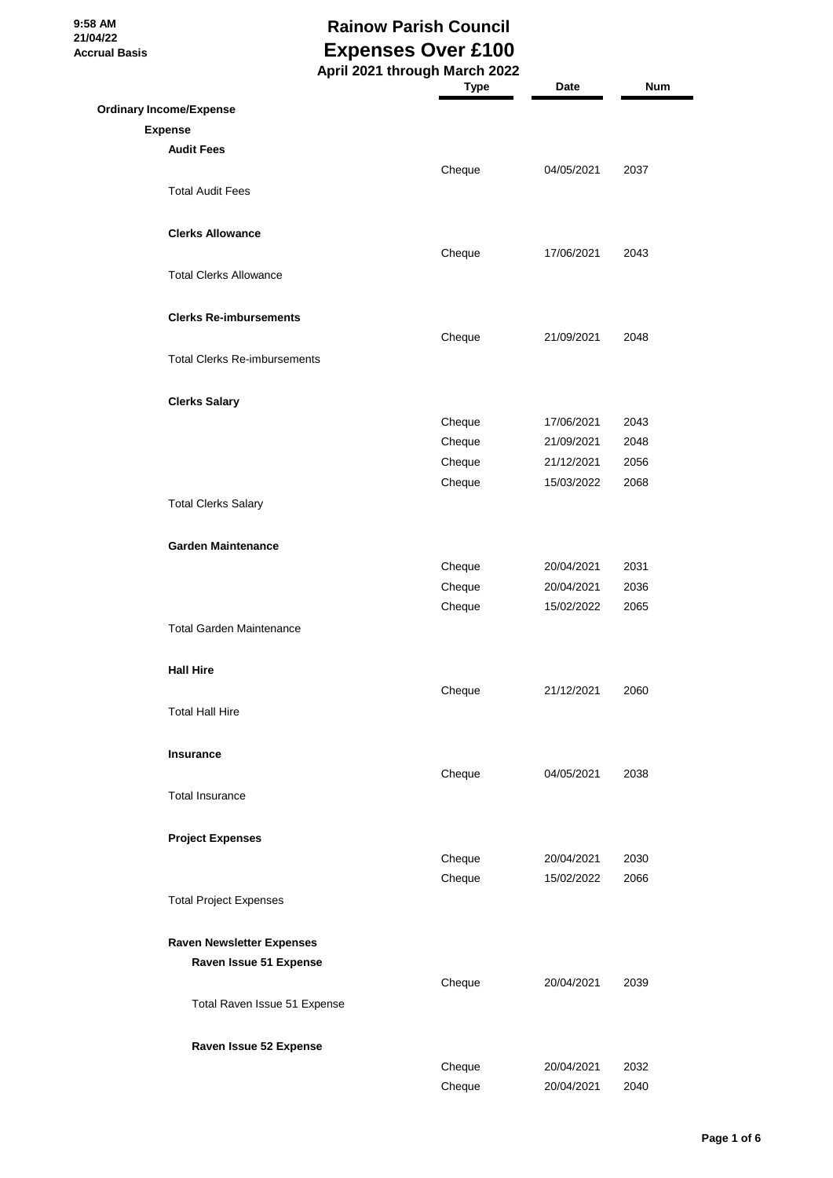9:58 AM
21/04/22
Accrual Basis

# Rainow Parish Council
## Expenses Over £100
### April 2021 through March 2022

| | Type | Date | Num |
|---|---|---|---|
| **Ordinary Income/Expense** | | | |
| **Expense** | | | |
| **Audit Fees** | | | |
| | Cheque | 04/05/2021 | 2037 |
| Total Audit Fees | | | |
| **Clerks Allowance** | | | |
| | Cheque | 17/06/2021 | 2043 |
| Total Clerks Allowance | | | |
| **Clerks Re-imbursements** | | | |
| | Cheque | 21/09/2021 | 2048 |
| Total Clerks Re-imbursements | | | |
| **Clerks Salary** | | | |
| | Cheque | 17/06/2021 | 2043 |
| | Cheque | 21/09/2021 | 2048 |
| | Cheque | 21/12/2021 | 2056 |
| | Cheque | 15/03/2022 | 2068 |
| Total Clerks Salary | | | |
| **Garden Maintenance** | | | |
| | Cheque | 20/04/2021 | 2031 |
| | Cheque | 20/04/2021 | 2036 |
| | Cheque | 15/02/2022 | 2065 |
| Total Garden Maintenance | | | |
| **Hall Hire** | | | |
| | Cheque | 21/12/2021 | 2060 |
| Total Hall Hire | | | |
| **Insurance** | | | |
| | Cheque | 04/05/2021 | 2038 |
| Total Insurance | | | |
| **Project Expenses** | | | |
| | Cheque | 20/04/2021 | 2030 |
| | Cheque | 15/02/2022 | 2066 |
| Total Project Expenses | | | |
| **Raven Newsletter Expenses** | | | |
| **Raven Issue 51 Expense** | | | |
| | Cheque | 20/04/2021 | 2039 |
| Total Raven Issue 51 Expense | | | |
| **Raven Issue 52 Expense** | | | |
| | Cheque | 20/04/2021 | 2032 |
| | Cheque | 20/04/2021 | 2040 |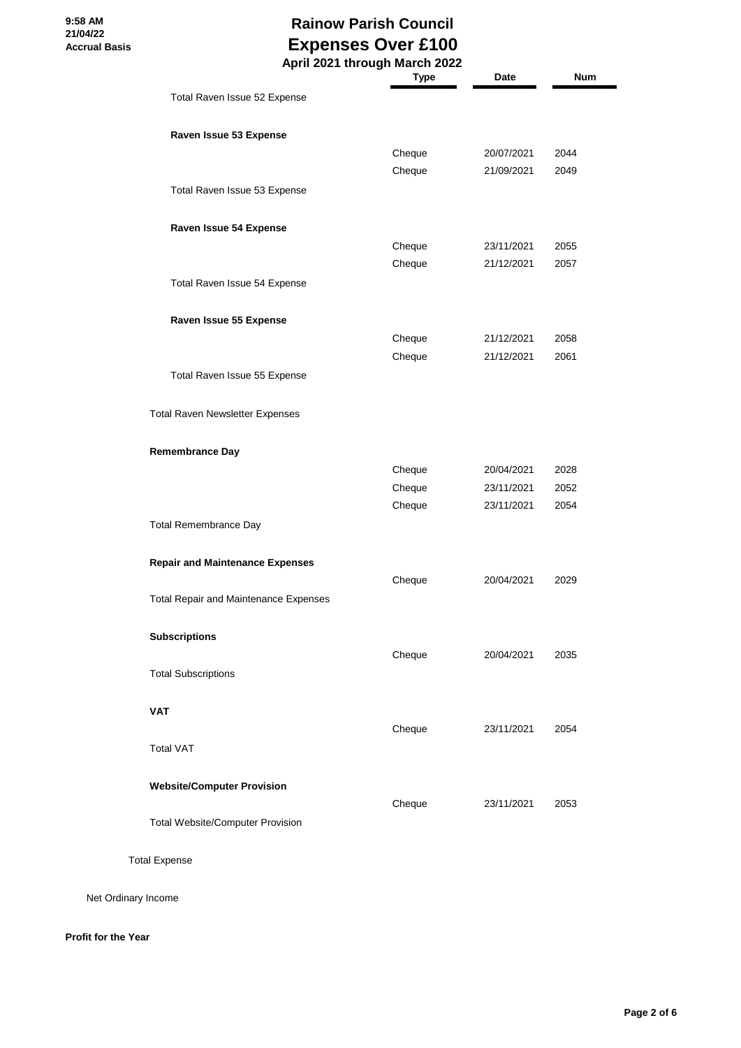# Rainow Parish Council
## Expenses Over £100
### April 2021 through March 2022

9:58 AM
21/04/22
Accrual Basis

| | Type | Date | Num |
|---|---|---|---|
| Total Raven Issue 52 Expense | | | |
| **Raven Issue 53 Expense** | | | |
| | Cheque | 20/07/2021 | 2044 |
| | Cheque | 21/09/2021 | 2049 |
| Total Raven Issue 53 Expense | | | |
| **Raven Issue 54 Expense** | | | |
| | Cheque | 23/11/2021 | 2055 |
| | Cheque | 21/12/2021 | 2057 |
| Total Raven Issue 54 Expense | | | |
| **Raven Issue 55 Expense** | | | |
| | Cheque | 21/12/2021 | 2058 |
| | Cheque | 21/12/2021 | 2061 |
| Total Raven Issue 55 Expense | | | |
| Total Raven Newsletter Expenses | | | |
| **Remembrance Day** | | | |
| | Cheque | 20/04/2021 | 2028 |
| | Cheque | 23/11/2021 | 2052 |
| | Cheque | 23/11/2021 | 2054 |
| Total Remembrance Day | | | |
| **Repair and Maintenance Expenses** | | | |
| | Cheque | 20/04/2021 | 2029 |
| Total Repair and Maintenance Expenses | | | |
| **Subscriptions** | | | |
| | Cheque | 20/04/2021 | 2035 |
| Total Subscriptions | | | |
| **VAT** | | | |
| | Cheque | 23/11/2021 | 2054 |
| Total VAT | | | |
| **Website/Computer Provision** | | | |
| | Cheque | 23/11/2021 | 2053 |
| Total Website/Computer Provision | | | |
| Total Expense | | | |
| Net Ordinary Income | | | |
| **Profit for the Year** | | | |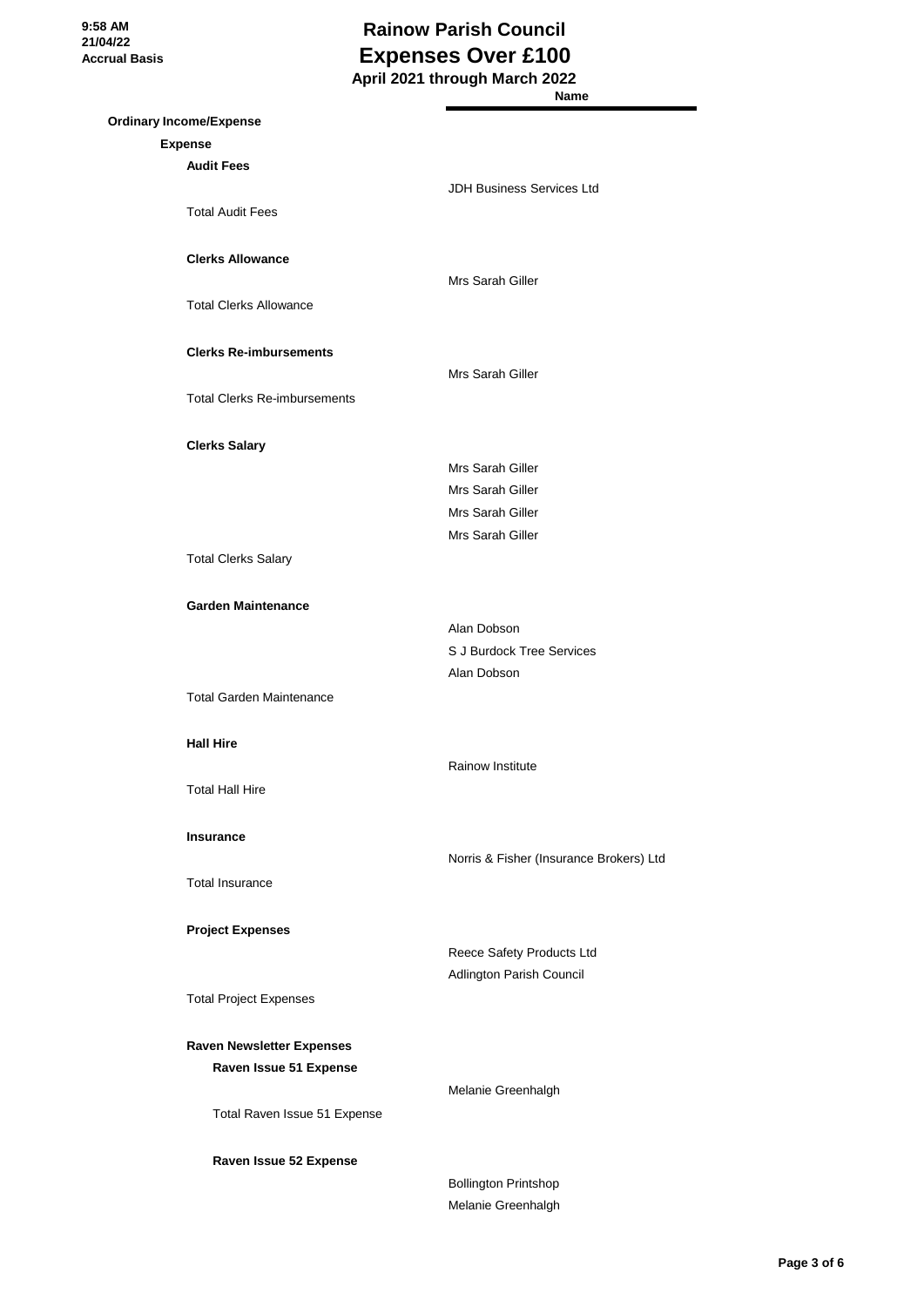# Rainow Parish Council
## Expenses Over £100
### April 2021 through March 2022

| | Name |
|---|---|
| **Ordinary Income/Expense** | |
| **Expense** | |
| **Audit Fees** | |
| | JDH Business Services Ltd |
| Total Audit Fees | |
| **Clerks Allowance** | |
| | Mrs Sarah Giller |
| Total Clerks Allowance | |
| **Clerks Re-imbursements** | |
| | Mrs Sarah Giller |
| Total Clerks Re-imbursements | |
| **Clerks Salary** | |
| | Mrs Sarah Giller |
| | Mrs Sarah Giller |
| | Mrs Sarah Giller |
| | Mrs Sarah Giller |
| Total Clerks Salary | |
| **Garden Maintenance** | |
| | Alan Dobson |
| | S J Burdock Tree Services |
| | Alan Dobson |
| Total Garden Maintenance | |
| **Hall Hire** | |
| | Rainow Institute |
| Total Hall Hire | |
| **Insurance** | |
| | Norris & Fisher (Insurance Brokers) Ltd |
| Total Insurance | |
| **Project Expenses** | |
| | Reece Safety Products Ltd |
| | Adlington Parish Council |
| Total Project Expenses | |
| **Raven Newsletter Expenses** | |
| **Raven Issue 51 Expense** | |
| | Melanie Greenhalgh |
| Total Raven Issue 51 Expense | |
| **Raven Issue 52 Expense** | |
| | Bollington Printshop |
| | Melanie Greenhalgh |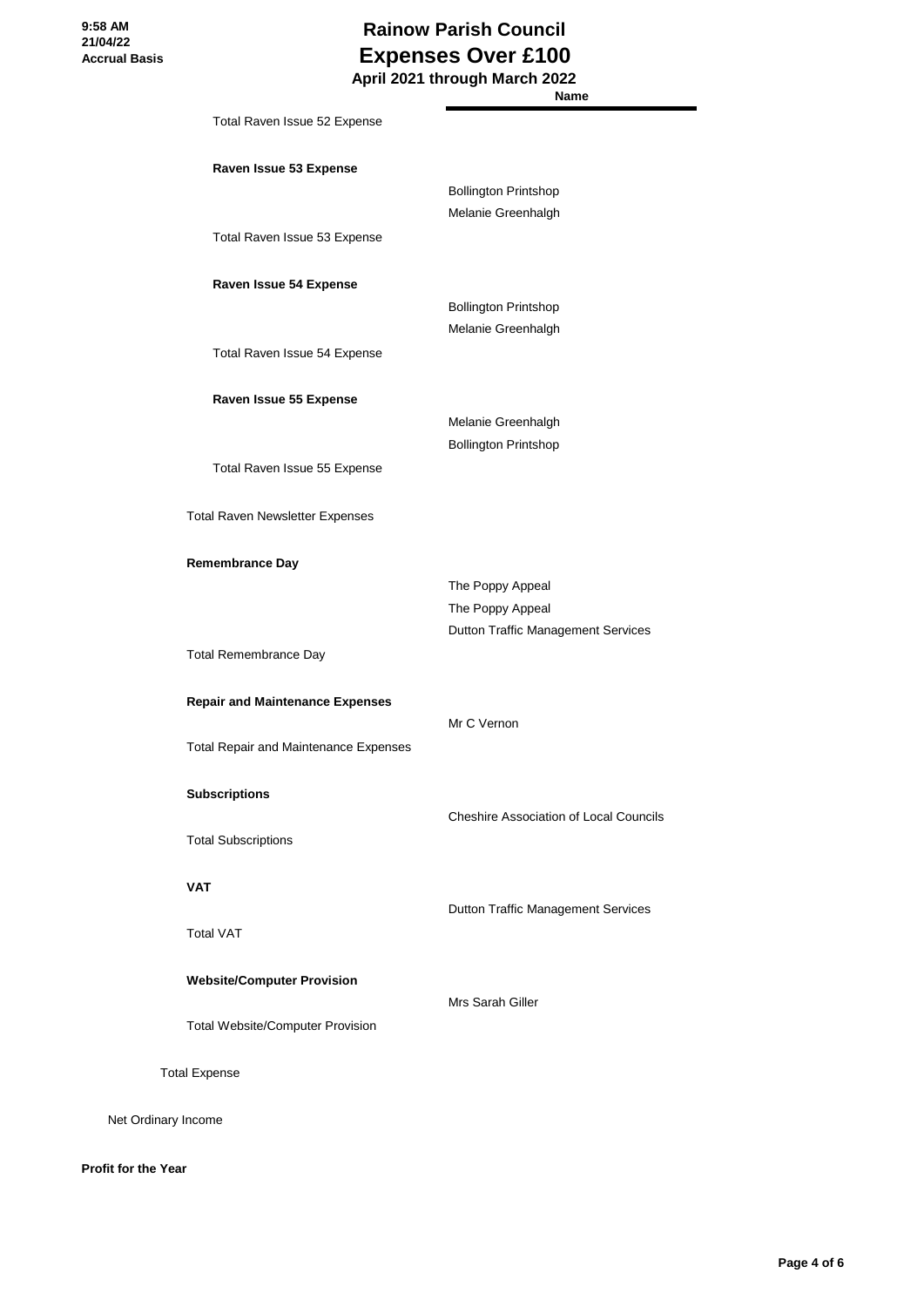# Rainow Parish Council
## Expenses Over £100
### April 2021 through March 2022

| | Name |
|---|---|
| Total Raven Issue 52 Expense | |
| **Raven Issue 53 Expense** | |
| | Bollington Printshop |
| | Melanie Greenhalgh |
| Total Raven Issue 53 Expense | |
| **Raven Issue 54 Expense** | |
| | Bollington Printshop |
| | Melanie Greenhalgh |
| Total Raven Issue 54 Expense | |
| **Raven Issue 55 Expense** | |
| | Melanie Greenhalgh |
| | Bollington Printshop |
| Total Raven Issue 55 Expense | |
| Total Raven Newsletter Expenses | |
| **Remembrance Day** | |
| | The Poppy Appeal |
| | The Poppy Appeal |
| | Dutton Traffic Management Services |
| Total Remembrance Day | |
| **Repair and Maintenance Expenses** | |
| | Mr C Vernon |
| Total Repair and Maintenance Expenses | |
| **Subscriptions** | |
| | Cheshire Association of Local Councils |
| Total Subscriptions | |
| **VAT** | |
| | Dutton Traffic Management Services |
| Total VAT | |
| **Website/Computer Provision** | |
| | Mrs Sarah Giller |
| Total Website/Computer Provision | |
| Total Expense | |
| Net Ordinary Income | |
| **Profit for the Year** | |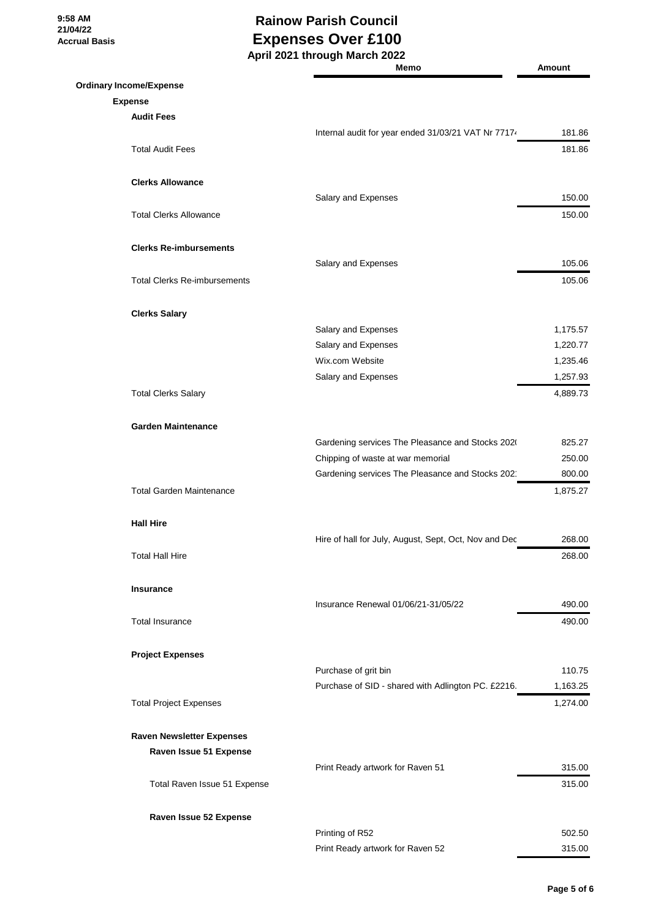# Rainow Parish Council

## Expenses Over £100

### April 2021 through March 2022

9:58 AM
21/04/22
Accrual Basis

| | Memo | Amount |
|---|---|---|
| **Ordinary Income/Expense** | | |
| **Expense** | | |
| **Audit Fees** | | |
| | Internal audit for year ended 31/03/21 VAT Nr 7717 | 181.86 |
| Total Audit Fees | | 181.86 |
| **Clerks Allowance** | | |
| | Salary and Expenses | 150.00 |
| Total Clerks Allowance | | 150.00 |
| **Clerks Re-imbursements** | | |
| | Salary and Expenses | 105.06 |
| Total Clerks Re-imbursements | | 105.06 |
| **Clerks Salary** | | |
| | Salary and Expenses | 1,175.57 |
| | Salary and Expenses | 1,220.77 |
| | Wix.com Website | 1,235.46 |
| | Salary and Expenses | 1,257.93 |
| Total Clerks Salary | | 4,889.73 |
| **Garden Maintenance** | | |
| | Gardening services The Pleasance and Stocks 202 | 825.27 |
| | Chipping of waste at war memorial | 250.00 |
| | Gardening services The Pleasance and Stocks 202 | 800.00 |
| Total Garden Maintenance | | 1,875.27 |
| **Hall Hire** | | |
| | Hire of hall for July, August, Sept, Oct, Nov and Dec | 268.00 |
| Total Hall Hire | | 268.00 |
| **Insurance** | | |
| | Insurance Renewal 01/06/21-31/05/22 | 490.00 |
| Total Insurance | | 490.00 |
| **Project Expenses** | | |
| | Purchase of grit bin | 110.75 |
| | Purchase of SID - shared with Adlington PC. £2216. | 1,163.25 |
| Total Project Expenses | | 1,274.00 |
| **Raven Newsletter Expenses** | | |
| **Raven Issue 51 Expense** | | |
| | Print Ready artwork for Raven 51 | 315.00 |
| Total Raven Issue 51 Expense | | 315.00 |
| **Raven Issue 52 Expense** | | |
| | Printing of R52 | 502.50 |
| | Print Ready artwork for Raven 52 | 315.00 |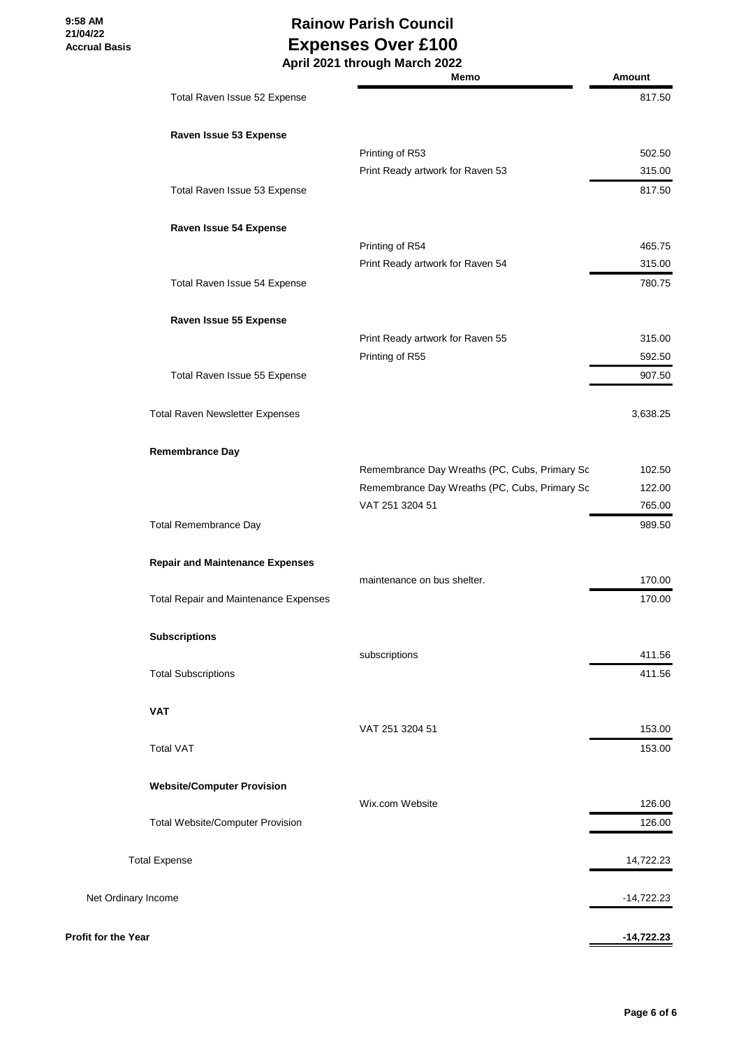# Rainow Parish Council

## Expenses Over £100

### April 2021 through March 2022

9:58 AM
21/04/22
Accrual Basis

| | Memo | Amount |
|---|---|---|
| Total Raven Issue 52 Expense | | 817.50 |
| **Raven Issue 53 Expense** | | |
| | Printing of R53 | 502.50 |
| | Print Ready artwork for Raven 53 | 315.00 |
| Total Raven Issue 53 Expense | | 817.50 |
| **Raven Issue 54 Expense** | | |
| | Printing of R54 | 465.75 |
| | Print Ready artwork for Raven 54 | 315.00 |
| Total Raven Issue 54 Expense | | 780.75 |
| **Raven Issue 55 Expense** | | |
| | Print Ready artwork for Raven 55 | 315.00 |
| | Printing of R55 | 592.50 |
| Total Raven Issue 55 Expense | | 907.50 |
| Total Raven Newsletter Expenses | | 3,638.25 |
| **Remembrance Day** | | |
| | Remembrance Day Wreaths (PC, Cubs, Primary Sc | 102.50 |
| | Remembrance Day Wreaths (PC, Cubs, Primary Sc | 122.00 |
| | VAT 251 3204 51 | 765.00 |
| Total Remembrance Day | | 989.50 |
| **Repair and Maintenance Expenses** | | |
| | maintenance on bus shelter. | 170.00 |
| Total Repair and Maintenance Expenses | | 170.00 |
| **Subscriptions** | | |
| | subscriptions | 411.56 |
| Total Subscriptions | | 411.56 |
| **VAT** | | |
| | VAT 251 3204 51 | 153.00 |
| Total VAT | | 153.00 |
| **Website/Computer Provision** | | |
| | Wix.com Website | 126.00 |
| Total Website/Computer Provision | | 126.00 |
| Total Expense | | 14,722.23 |
| Net Ordinary Income | | -14,722.23 |
| **Profit for the Year** | | **-14,722.23** |